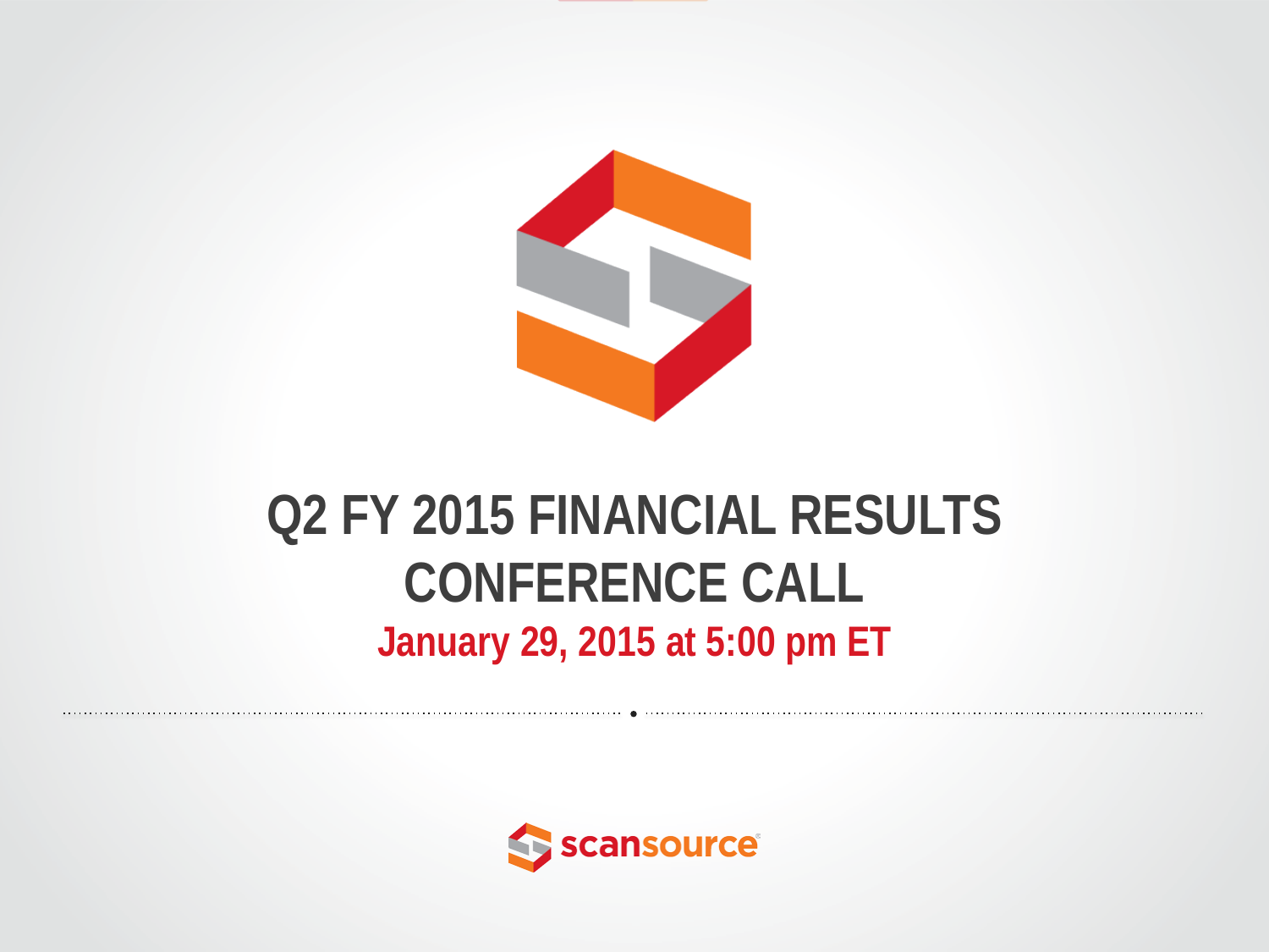# Q2 FY 2015 FINANCIAL RESULTS CONFERENCE CALL

**January 29, 2015 at 5:00 pm ET**

scansource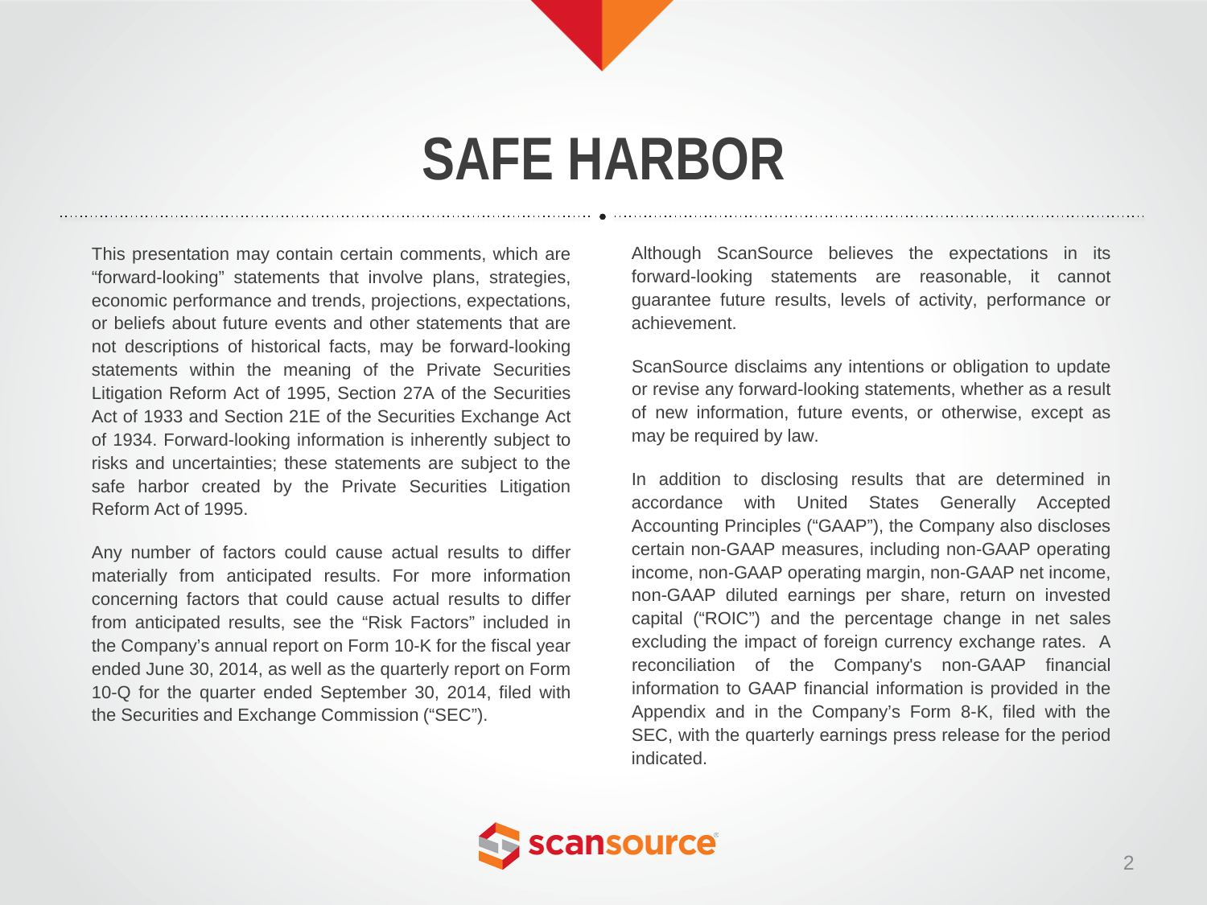# SAFE HARBOR

This presentation may contain certain comments, which are "forward-looking" statements that involve plans, strategies, economic performance and trends, projections, expectations, or beliefs about future events and other statements that are not descriptions of historical facts, may be forward-looking statements within the meaning of the Private Securities Litigation Reform Act of 1995, Section 27A of the Securities Act of 1933 and Section 21E of the Securities Exchange Act of 1934. Forward-looking information is inherently subject to risks and uncertainties; these statements are subject to the safe harbor created by the Private Securities Litigation Reform Act of 1995.

Any number of factors could cause actual results to differ materially from anticipated results. For more information concerning factors that could cause actual results to differ from anticipated results, see the "Risk Factors" included in the Company's annual report on Form 10-K for the fiscal year ended June 30, 2014, as well as the quarterly report on Form 10-Q for the quarter ended September 30, 2014, filed with the Securities and Exchange Commission ("SEC").

Although ScanSource believes the expectations in its forward-looking statements are reasonable, it cannot guarantee future results, levels of activity, performance or achievement.

ScanSource disclaims any intentions or obligation to update or revise any forward-looking statements, whether as a result of new information, future events, or otherwise, except as may be required by law.

In addition to disclosing results that are determined in accordance with United States Generally Accepted Accounting Principles ("GAAP"), the Company also discloses certain non-GAAP measures, including non-GAAP operating income, non-GAAP operating margin, non-GAAP net income, non-GAAP diluted earnings per share, return on invested capital ("ROIC") and the percentage change in net sales excluding the impact of foreign currency exchange rates. A reconciliation of the Company's non-GAAP financial information to GAAP financial information is provided in the Appendix and in the Company's Form 8-K, filed with the SEC, with the quarterly earnings press release for the period indicated.

scansource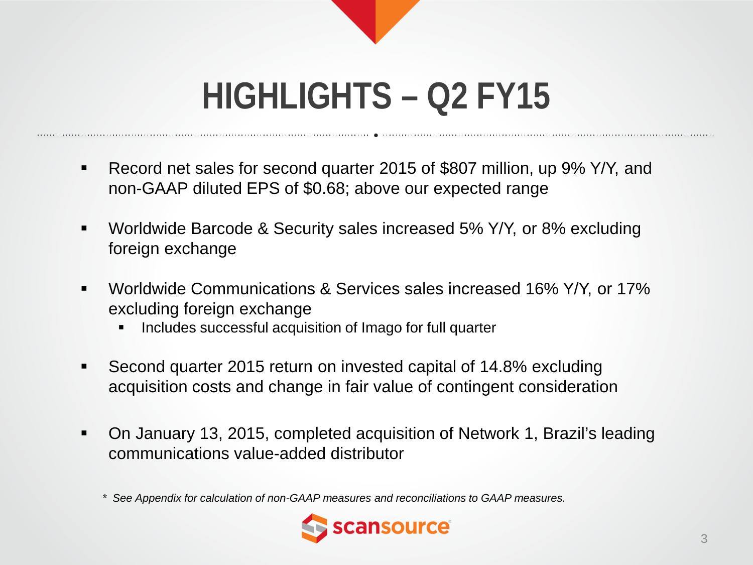# HIGHLIGHTS – Q2 FY15

- Record net sales for second quarter 2015 of $807 million, up 9% Y/Y, and non-GAAP diluted EPS of $0.68; above our expected range
- Worldwide Barcode & Security sales increased 5% Y/Y, or 8% excluding foreign exchange
- Worldwide Communications & Services sales increased 16% Y/Y, or 17% excluding foreign exchange
  - Includes successful acquisition of Imago for full quarter
- Second quarter 2015 return on invested capital of 14.8% excluding acquisition costs and change in fair value of contingent consideration
- On January 13, 2015, completed acquisition of Network 1, Brazil's leading communications value-added distributor

*\* See Appendix for calculation of non-GAAP measures and reconciliations to GAAP measures.*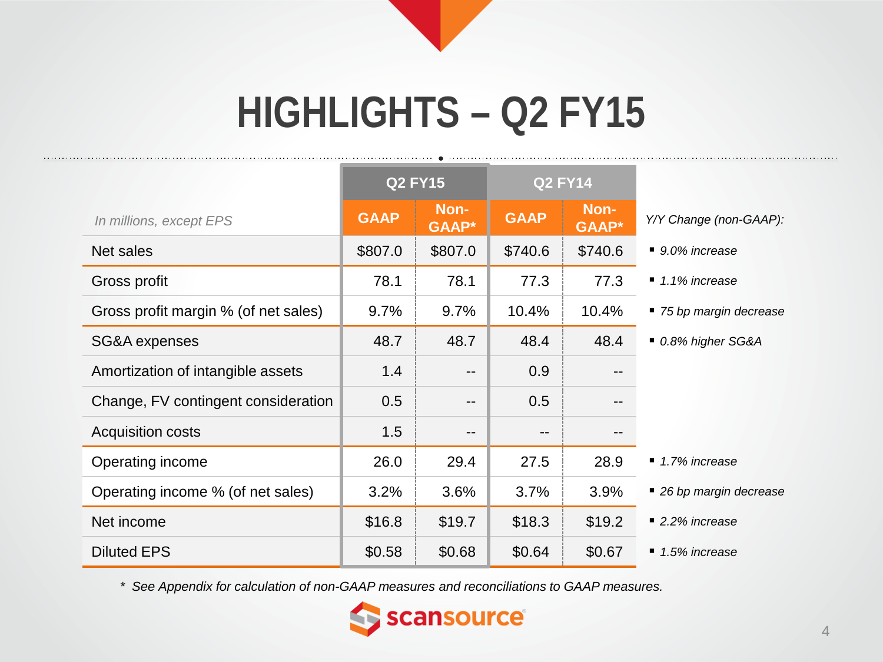# HIGHLIGHTS – Q2 FY15

| *In millions, except EPS* | Q2 FY15 | | Q2 FY14 | | |
|---|---|---|---|---|---|
| | GAAP | Non-GAAP* | GAAP | Non-GAAP* | *Y/Y Change (non-GAAP):* |
| Net sales | $807.0 | $807.0 | $740.6 | $740.6 | *9.0% increase* |
| Gross profit | 78.1 | 78.1 | 77.3 | 77.3 | *1.1% increase* |
| Gross profit margin % (of net sales) | 9.7% | 9.7% | 10.4% | 10.4% | *75 bp margin decrease* |
| SG&A expenses | 48.7 | 48.7 | 48.4 | 48.4 | *0.8% higher SG&A* |
| Amortization of intangible assets | 1.4 | -- | 0.9 | -- | |
| Change, FV contingent consideration | 0.5 | -- | 0.5 | -- | |
| Acquisition costs | 1.5 | -- | -- | -- | |
| Operating income | 26.0 | 29.4 | 27.5 | 28.9 | *1.7% increase* |
| Operating income % (of net sales) | 3.2% | 3.6% | 3.7% | 3.9% | *26 bp margin decrease* |
| Net income | $16.8 | $19.7 | $18.3 | $19.2 | *2.2% increase* |
| Diluted EPS | $0.58 | $0.68 | $0.64 | $0.67 | *1.5% increase* |

\* *See Appendix for calculation of non-GAAP measures and reconciliations to GAAP measures.*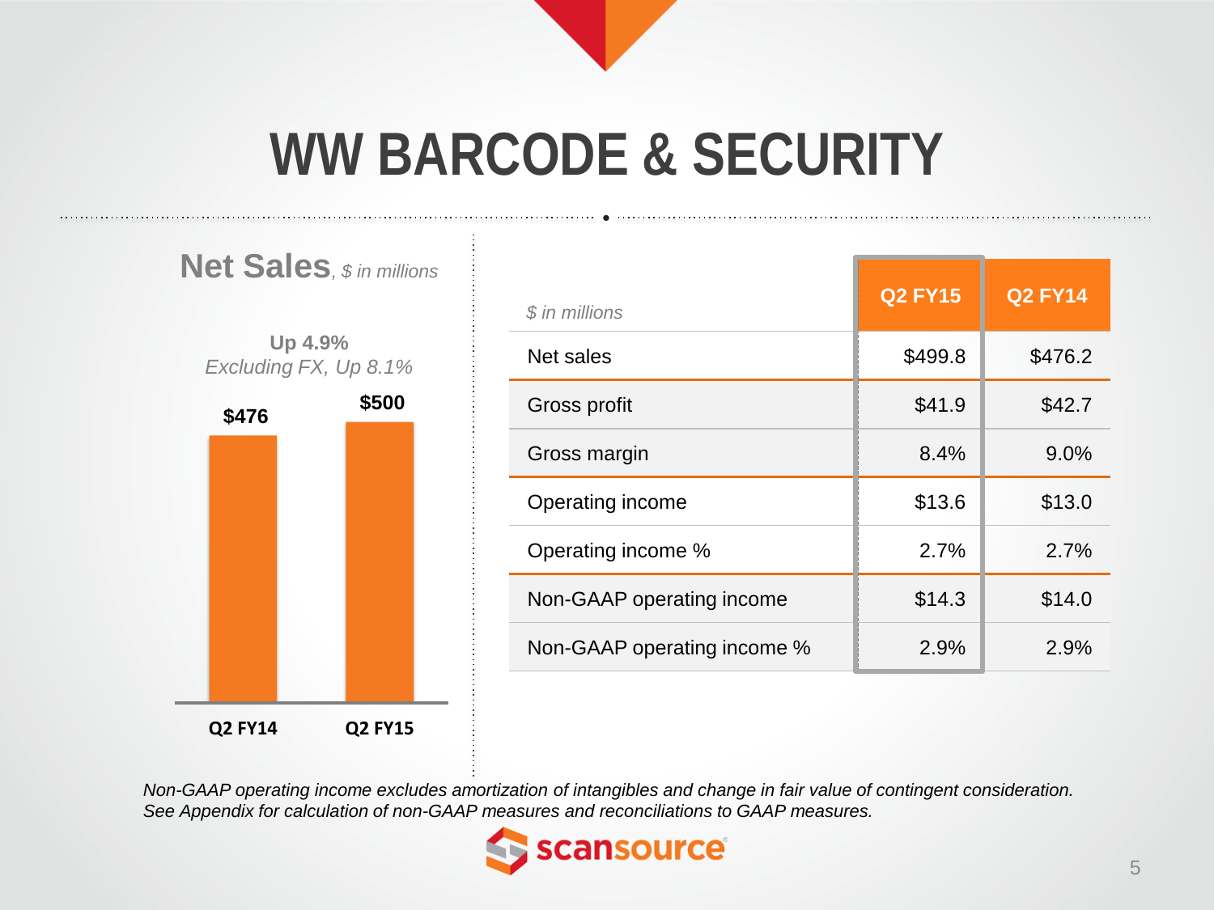# WW BARCODE & SECURITY

## Net Sales, *$ in millions*

**Up 4.9%**
*Excluding FX, Up 8.1%*

| | Q2 FY14 | Q2 FY15 |
|---|---|---|
| Net Sales | $476 | $500 |

| *$ in millions* | Q2 FY15 | Q2 FY14 |
|---|---|---|
| Net sales | $499.8 | $476.2 |
| Gross profit | $41.9 | $42.7 |
| Gross margin | 8.4% | 9.0% |
| Operating income | $13.6 | $13.0 |
| Operating income % | 2.7% | 2.7% |
| Non-GAAP operating income | $14.3 | $14.0 |
| Non-GAAP operating income % | 2.9% | 2.9% |

*Non-GAAP operating income excludes amortization of intangibles and change in fair value of contingent consideration. See Appendix for calculation of non-GAAP measures and reconciliations to GAAP measures.*

scansource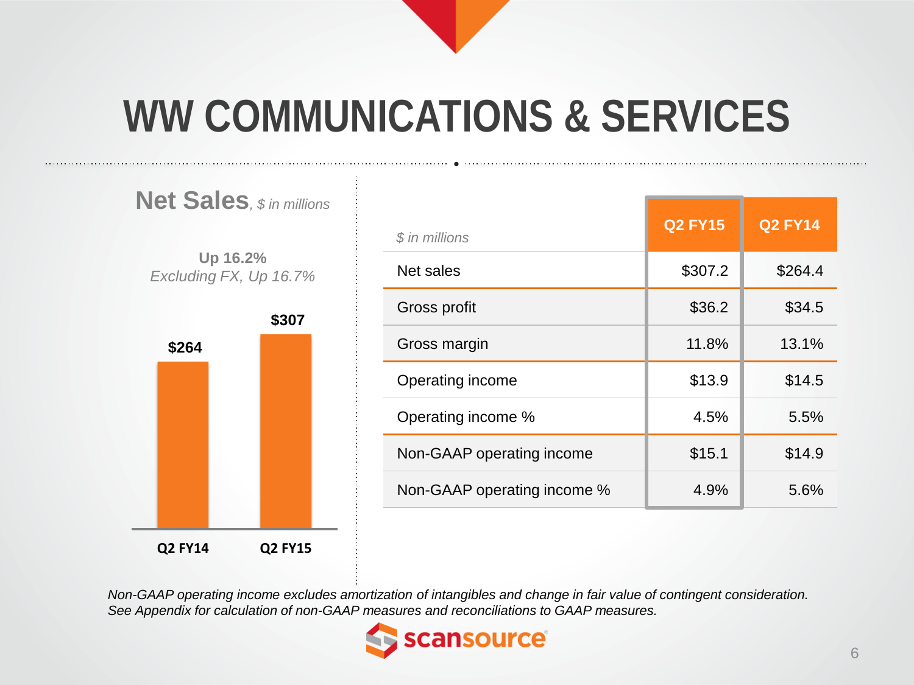# WW COMMUNICATIONS & SERVICES

## Net Sales, *$ in millions*

**Up 16.2%**
*Excluding FX, Up 16.7%*

| | Q2 FY14 | Q2 FY15 |
|---|---|---|
| Net Sales | $264 | $307 |

| *$ in millions* | Q2 FY15 | Q2 FY14 |
|---|---|---|
| Net sales | $307.2 | $264.4 |
| Gross profit | $36.2 | $34.5 |
| Gross margin | 11.8% | 13.1% |
| Operating income | $13.9 | $14.5 |
| Operating income % | 4.5% | 5.5% |
| Non-GAAP operating income | $15.1 | $14.9 |
| Non-GAAP operating income % | 4.9% | 5.6% |

*Non-GAAP operating income excludes amortization of intangibles and change in fair value of contingent consideration. See Appendix for calculation of non-GAAP measures and reconciliations to GAAP measures.*

scansource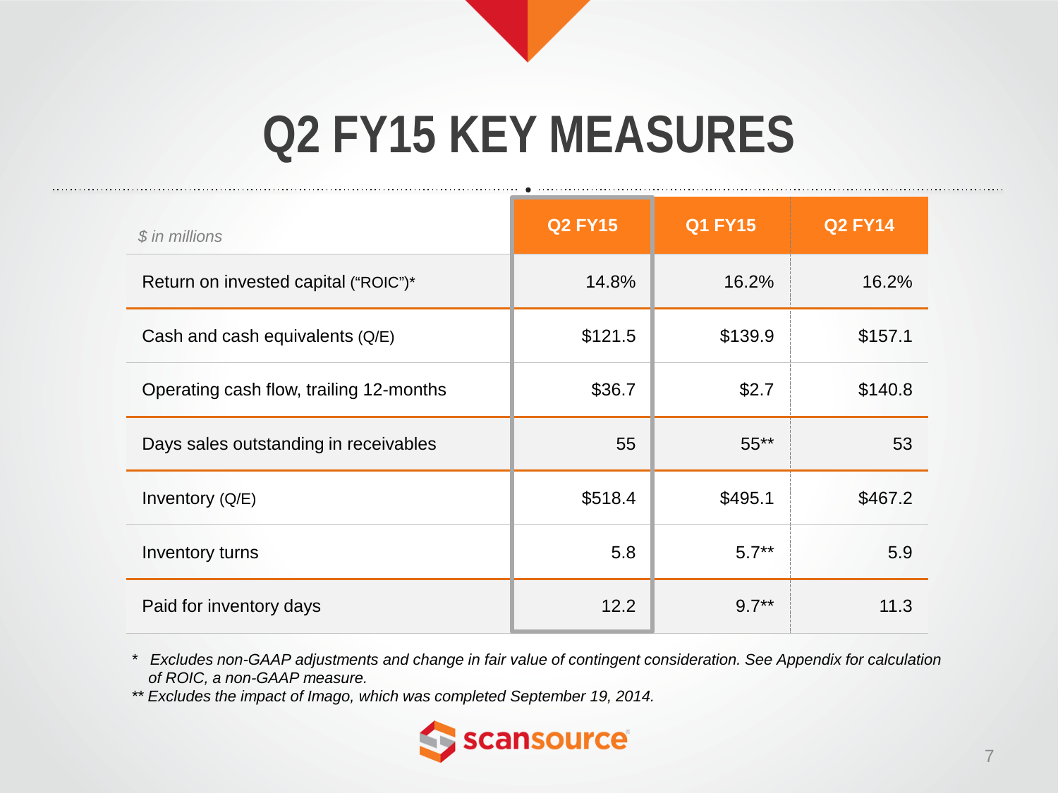# Q2 FY15 KEY MEASURES

| $ in millions | Q2 FY15 | Q1 FY15 | Q2 FY14 |
|---|---|---|---|
| Return on invested capital ("ROIC")* | 14.8% | 16.2% | 16.2% |
| Cash and cash equivalents (Q/E) | $121.5 | $139.9 | $157.1 |
| Operating cash flow, trailing 12-months | $36.7 | $2.7 | $140.8 |
| Days sales outstanding in receivables | 55 | 55** | 53 |
| Inventory (Q/E) | $518.4 | $495.1 | $467.2 |
| Inventory turns | 5.8 | 5.7** | 5.9 |
| Paid for inventory days | 12.2 | 9.7** | 11.3 |

*\* Excludes non-GAAP adjustments and change in fair value of contingent consideration. See Appendix for calculation of ROIC, a non-GAAP measure.*

*\*\* Excludes the impact of Imago, which was completed September 19, 2014.*

scansource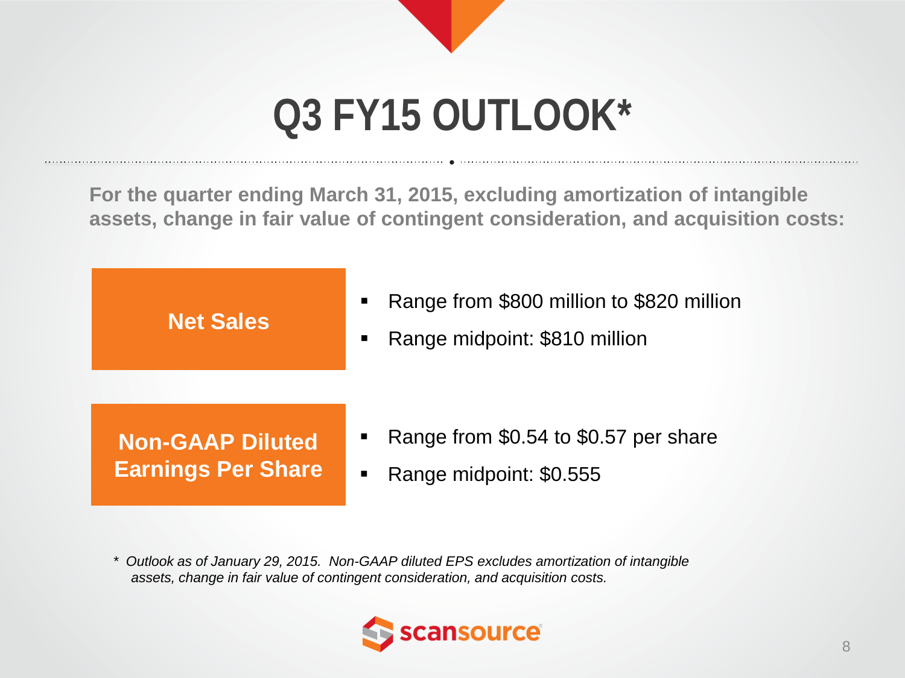# Q3 FY15 OUTLOOK*

**For the quarter ending March 31, 2015, excluding amortization of intangible assets, change in fair value of contingent consideration, and acquisition costs:**

**Net Sales**

- Range from $800 million to $820 million
- Range midpoint: $810 million

**Non-GAAP Diluted Earnings Per Share**

- Range from $0.54 to $0.57 per share
- Range midpoint: $0.555

*\* Outlook as of January 29, 2015. Non-GAAP diluted EPS excludes amortization of intangible assets, change in fair value of contingent consideration, and acquisition costs.*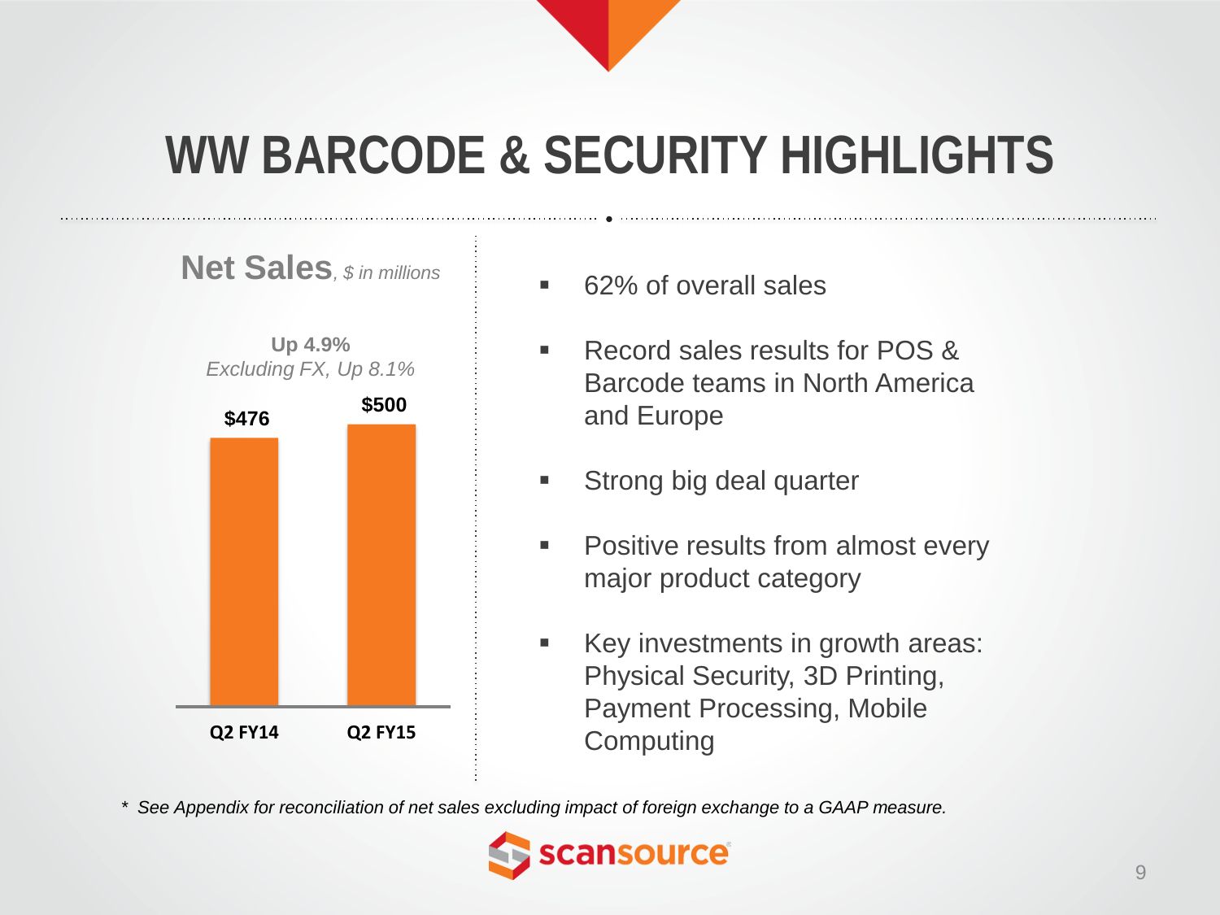# WW BARCODE & SECURITY HIGHLIGHTS

**Net Sales**, *$ in millions*

**Up 4.9%**
*Excluding FX, Up 8.1%*

| | Q2 FY14 | Q2 FY15 |
|---|---|---|
| Net Sales | $476 | $500 |

- 62% of overall sales
- Record sales results for POS & Barcode teams in North America and Europe
- Strong big deal quarter
- Positive results from almost every major product category
- Key investments in growth areas: Physical Security, 3D Printing, Payment Processing, Mobile Computing

*\* See Appendix for reconciliation of net sales excluding impact of foreign exchange to a GAAP measure.*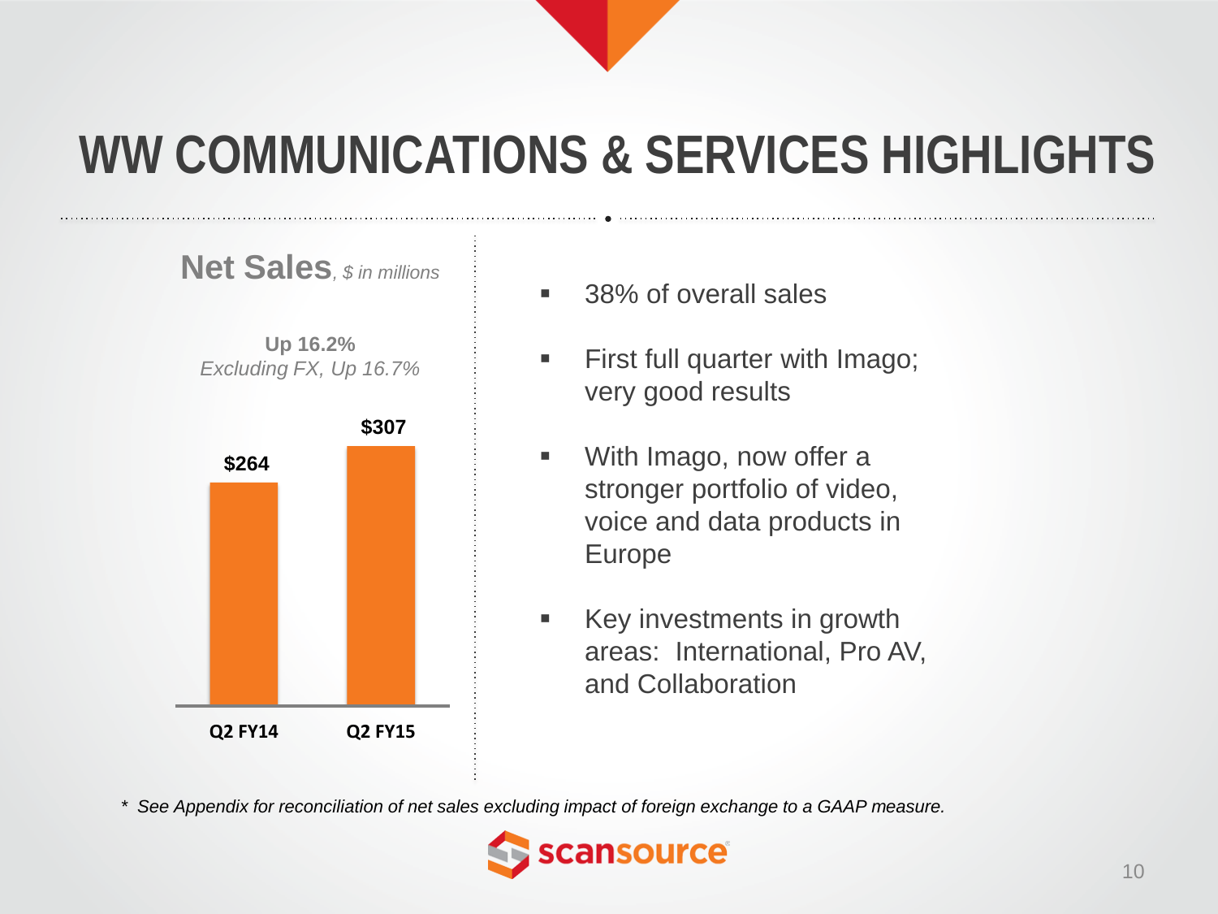# WW COMMUNICATIONS & SERVICES HIGHLIGHTS

**Net Sales**, *$ in millions*

**Up 16.2%**
*Excluding FX, Up 16.7%*

| | Q2 FY14 | Q2 FY15 |
|---|---|---|
| Net Sales | $264 | $307 |

- 38% of overall sales
- First full quarter with Imago; very good results
- With Imago, now offer a stronger portfolio of video, voice and data products in Europe
- Key investments in growth areas: International, Pro AV, and Collaboration

*\* See Appendix for reconciliation of net sales excluding impact of foreign exchange to a GAAP measure.*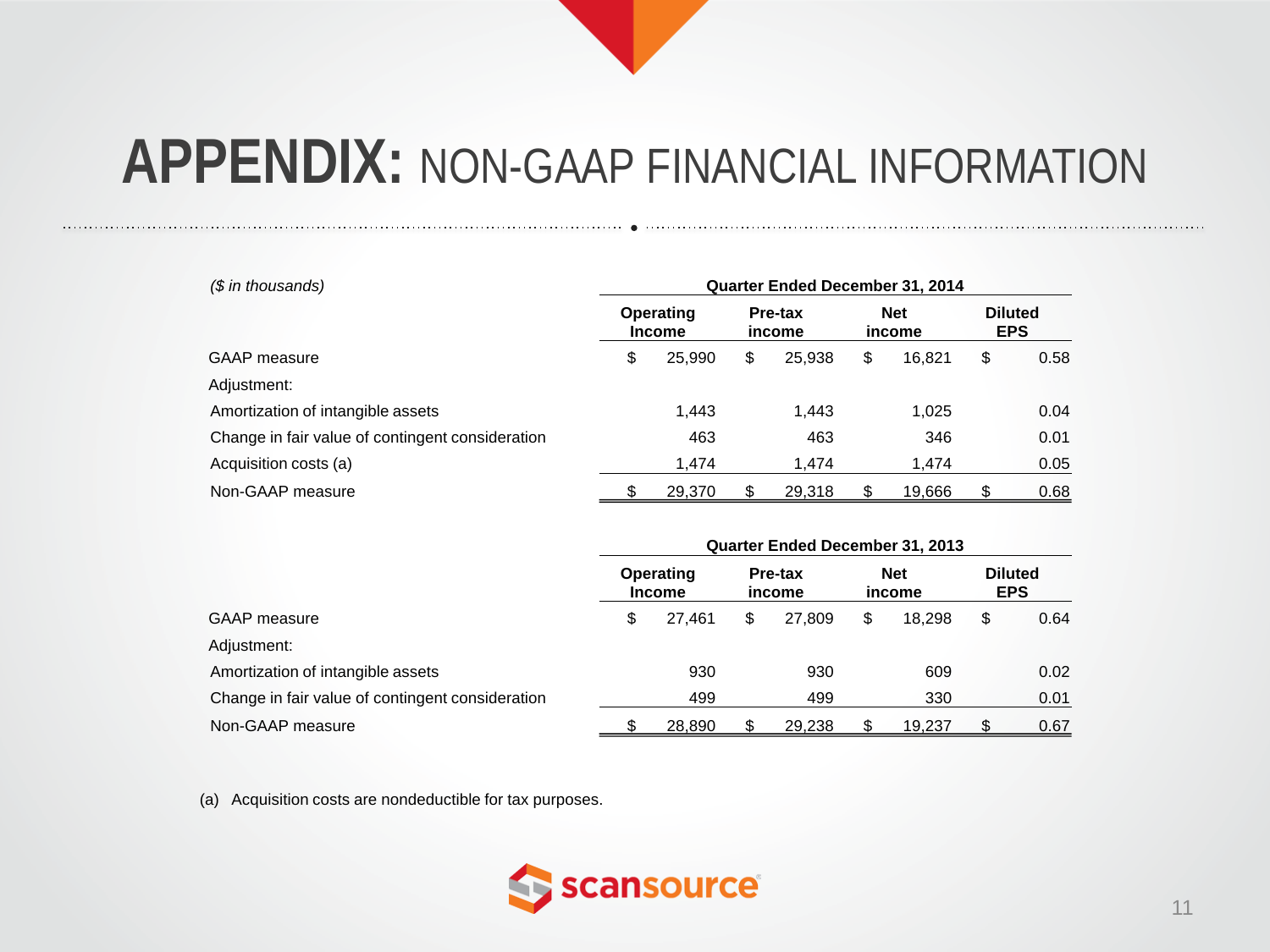# APPENDIX: NON-GAAP FINANCIAL INFORMATION

| *($ in thousands)* | Quarter Ended December 31, 2014 | | | |
|---|---|---|---|---|
| | Operating Income | Pre-tax income | Net income | Diluted EPS |
| GAAP measure | $ 25,990 | $ 25,938 | $ 16,821 | $ 0.58 |
| Adjustment: | | | | |
| Amortization of intangible assets | 1,443 | 1,443 | 1,025 | 0.04 |
| Change in fair value of contingent consideration | 463 | 463 | 346 | 0.01 |
| Acquisition costs (a) | 1,474 | 1,474 | 1,474 | 0.05 |
| Non-GAAP measure | $ 29,370 | $ 29,318 | $ 19,666 | $ 0.68 |

| | Quarter Ended December 31, 2013 | | | |
|---|---|---|---|---|
| | Operating Income | Pre-tax income | Net income | Diluted EPS |
| GAAP measure | $ 27,461 | $ 27,809 | $ 18,298 | $ 0.64 |
| Adjustment: | | | | |
| Amortization of intangible assets | 930 | 930 | 609 | 0.02 |
| Change in fair value of contingent consideration | 499 | 499 | 330 | 0.01 |
| Non-GAAP measure | $ 28,890 | $ 29,238 | $ 19,237 | $ 0.67 |

(a) Acquisition costs are nondeductible for tax purposes.

scansource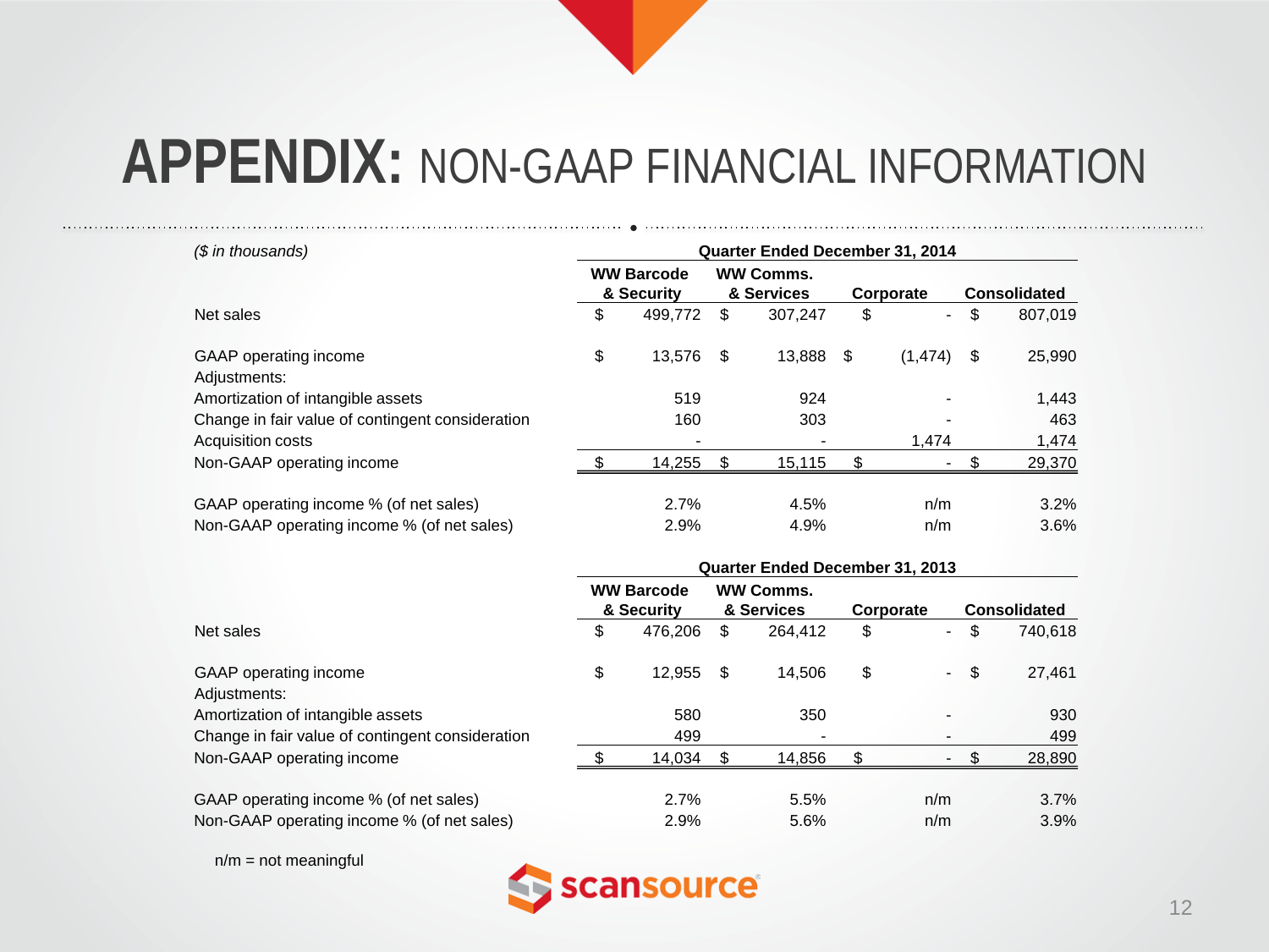# APPENDIX: NON-GAAP FINANCIAL INFORMATION

| ($ in thousands) | Quarter Ended December 31, 2014 | | | |
|---|---|---|---|---|
| | WW Barcode & Security | WW Comms. & Services | Corporate | Consolidated |
| Net sales | $ 499,772 | $ 307,247 | $ - | $ 807,019 |
| | | | | |
| GAAP operating income | $ 13,576 | $ 13,888 | $ (1,474) | $ 25,990 |
| Adjustments: | | | | |
| Amortization of intangible assets | 519 | 924 | - | 1,443 |
| Change in fair value of contingent consideration | 160 | 303 | - | 463 |
| Acquisition costs | - | - | 1,474 | 1,474 |
| Non-GAAP operating income | $ 14,255 | $ 15,115 | $ - | $ 29,370 |
| | | | | |
| GAAP operating income % (of net sales) | 2.7% | 4.5% | n/m | 3.2% |
| Non-GAAP operating income % (of net sales) | 2.9% | 4.9% | n/m | 3.6% |

| | Quarter Ended December 31, 2013 | | | |
|---|---|---|---|---|
| | WW Barcode & Security | WW Comms. & Services | Corporate | Consolidated |
| Net sales | $ 476,206 | $ 264,412 | $ - | $ 740,618 |
| | | | | |
| GAAP operating income | $ 12,955 | $ 14,506 | $ - | $ 27,461 |
| Adjustments: | | | | |
| Amortization of intangible assets | 580 | 350 | - | 930 |
| Change in fair value of contingent consideration | 499 | - | - | 499 |
| Non-GAAP operating income | $ 14,034 | $ 14,856 | $ - | $ 28,890 |
| | | | | |
| GAAP operating income % (of net sales) | 2.7% | 5.5% | n/m | 3.7% |
| Non-GAAP operating income % (of net sales) | 2.9% | 5.6% | n/m | 3.9% |

n/m = not meaningful

scansource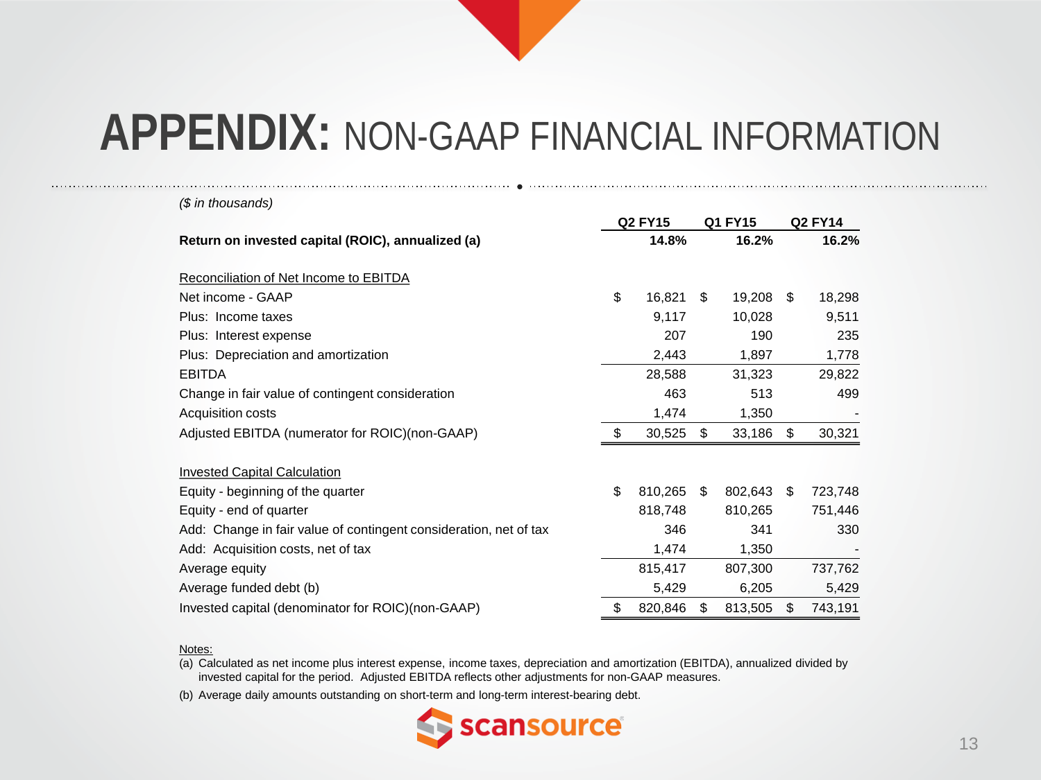# APPENDIX: NON-GAAP FINANCIAL INFORMATION

*($ in thousands)*

| | Q2 FY15 | Q1 FY15 | Q2 FY14 |
|---|---|---|---|
| **Return on invested capital (ROIC), annualized (a)** | **14.8%** | **16.2%** | **16.2%** |
| | | | |
| Reconciliation of Net Income to EBITDA | | | |
| Net income - GAAP | $ 16,821 | $ 19,208 | $ 18,298 |
| Plus: Income taxes | 9,117 | 10,028 | 9,511 |
| Plus: Interest expense | 207 | 190 | 235 |
| Plus: Depreciation and amortization | 2,443 | 1,897 | 1,778 |
| EBITDA | 28,588 | 31,323 | 29,822 |
| Change in fair value of contingent consideration | 463 | 513 | 499 |
| Acquisition costs | 1,474 | 1,350 | - |
| Adjusted EBITDA (numerator for ROIC)(non-GAAP) | $ 30,525 | $ 33,186 | $ 30,321 |
| | | | |
| Invested Capital Calculation | | | |
| Equity - beginning of the quarter | $ 810,265 | $ 802,643 | $ 723,748 |
| Equity - end of quarter | 818,748 | 810,265 | 751,446 |
| Add: Change in fair value of contingent consideration, net of tax | 346 | 341 | 330 |
| Add: Acquisition costs, net of tax | 1,474 | 1,350 | - |
| Average equity | 815,417 | 807,300 | 737,762 |
| Average funded debt (b) | 5,429 | 6,205 | 5,429 |
| Invested capital (denominator for ROIC)(non-GAAP) | $ 820,846 | $ 813,505 | $ 743,191 |

Notes:

(a) Calculated as net income plus interest expense, income taxes, depreciation and amortization (EBITDA), annualized divided by invested capital for the period. Adjusted EBITDA reflects other adjustments for non-GAAP measures.

(b) Average daily amounts outstanding on short-term and long-term interest-bearing debt.

scansource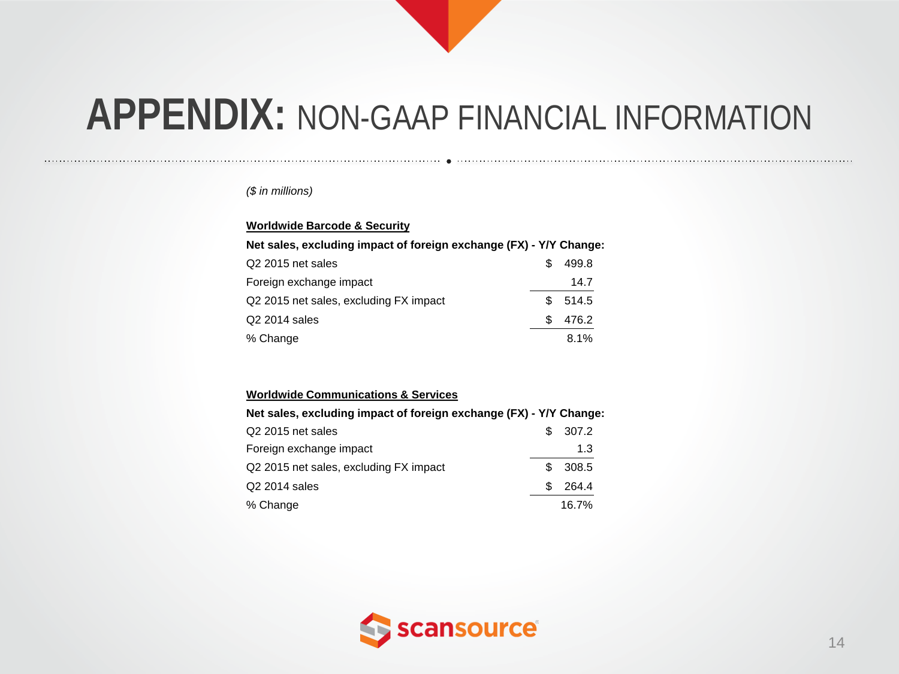# APPENDIX: NON-GAAP FINANCIAL INFORMATION

*($ in millions)*

**Worldwide Barcode & Security**

**Net sales, excluding impact of foreign exchange (FX) - Y/Y Change:**

| | |
|---|---|
| Q2 2015 net sales | $ 499.8 |
| Foreign exchange impact | 14.7 |
| Q2 2015 net sales, excluding FX impact | $ 514.5 |
| Q2 2014 sales | $ 476.2 |
| % Change | 8.1% |

**Worldwide Communications & Services**

**Net sales, excluding impact of foreign exchange (FX) - Y/Y Change:**

| | |
|---|---|
| Q2 2015 net sales | $ 307.2 |
| Foreign exchange impact | 1.3 |
| Q2 2015 net sales, excluding FX impact | $ 308.5 |
| Q2 2014 sales | $ 264.4 |
| % Change | 16.7% |